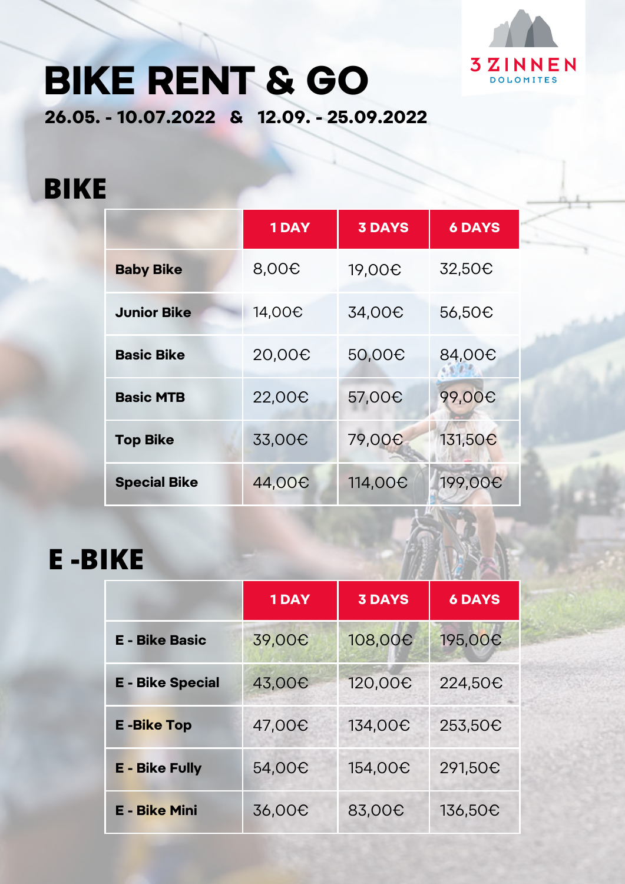3 ZINNEN DOLOMITES

# BIKE RENT & GO

**26.05. - 10.07.2022 & 12.09. - 25.09.2022**

## BIKE

| | 1 DAY | 3 DAYS | 6 DAYS |
|---|---|---|---|
| **Baby Bike** | 8,00€ | 19,00€ | 32,50€ |
| **Junior Bike** | 14,00€ | 34,00€ | 56,50€ |
| **Basic Bike** | 20,00€ | 50,00€ | 84,00€ |
| **Basic MTB** | 22,00€ | 57,00€ | 99,00€ |
| **Top Bike** | 33,00€ | 79,00€ | 131,50€ |
| **Special Bike** | 44,00€ | 114,00€ | 199,00€ |

## E -BIKE

| | 1 DAY | 3 DAYS | 6 DAYS |
|---|---|---|---|
| **E - Bike Basic** | 39,00€ | 108,00€ | 195,00€ |
| **E - Bike Special** | 43,00€ | 120,00€ | 224,50€ |
| **E -Bike Top** | 47,00€ | 134,00€ | 253,50€ |
| **E - Bike Fully** | 54,00€ | 154,00€ | 291,50€ |
| **E - Bike Mini** | 36,00€ | 83,00€ | 136,50€ |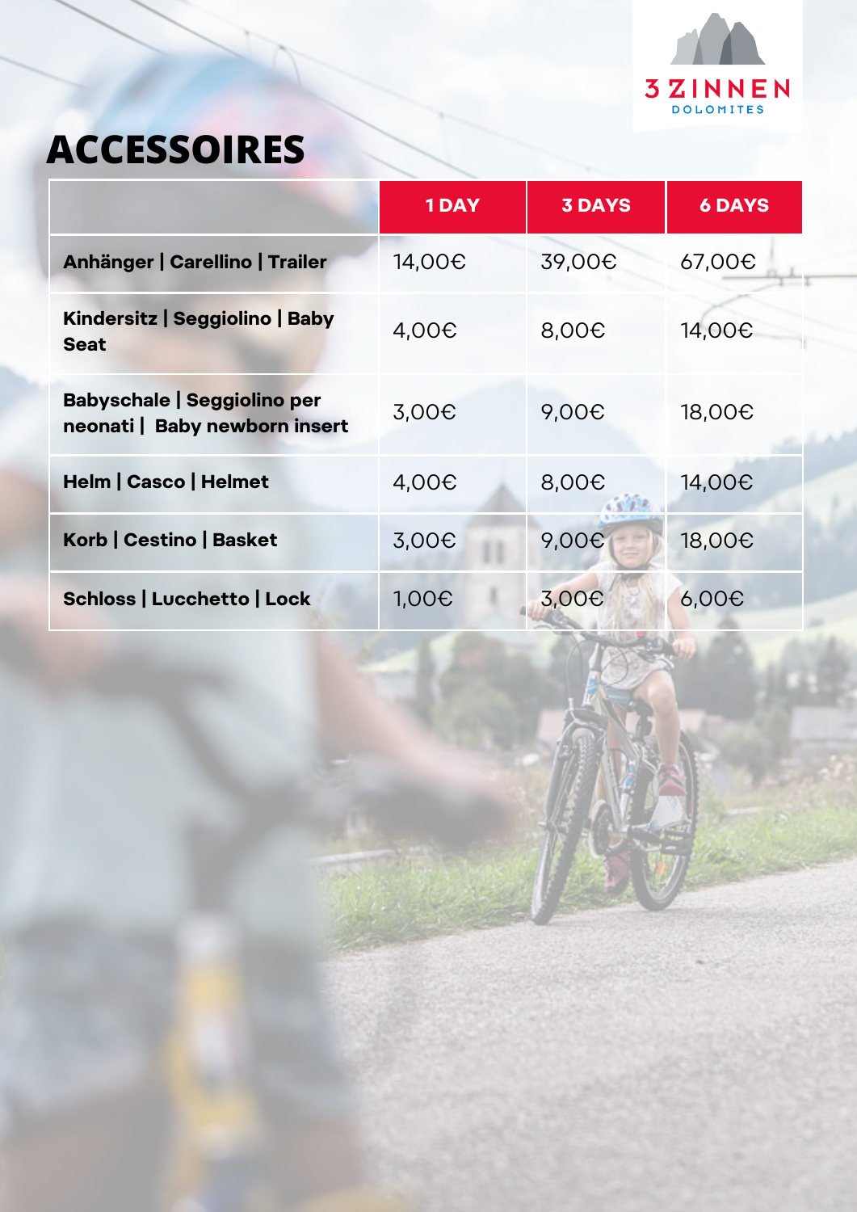# ACCESSOIRES

| | 1 DAY | 3 DAYS | 6 DAYS |
|---|---|---|---|
| **Anhänger \| Carellino \| Trailer** | 14,00€ | 39,00€ | 67,00€ |
| **Kindersitz \| Seggiolino \| Baby Seat** | 4,00€ | 8,00€ | 14,00€ |
| **Babyschale \| Seggiolino per neonati \| Baby newborn insert** | 3,00€ | 9,00€ | 18,00€ |
| **Helm \| Casco \| Helmet** | 4,00€ | 8,00€ | 14,00€ |
| **Korb \| Cestino \| Basket** | 3,00€ | 9,00€ | 18,00€ |
| **Schloss \| Lucchetto \| Lock** | 1,00€ | 3,00€ | 6,00€ |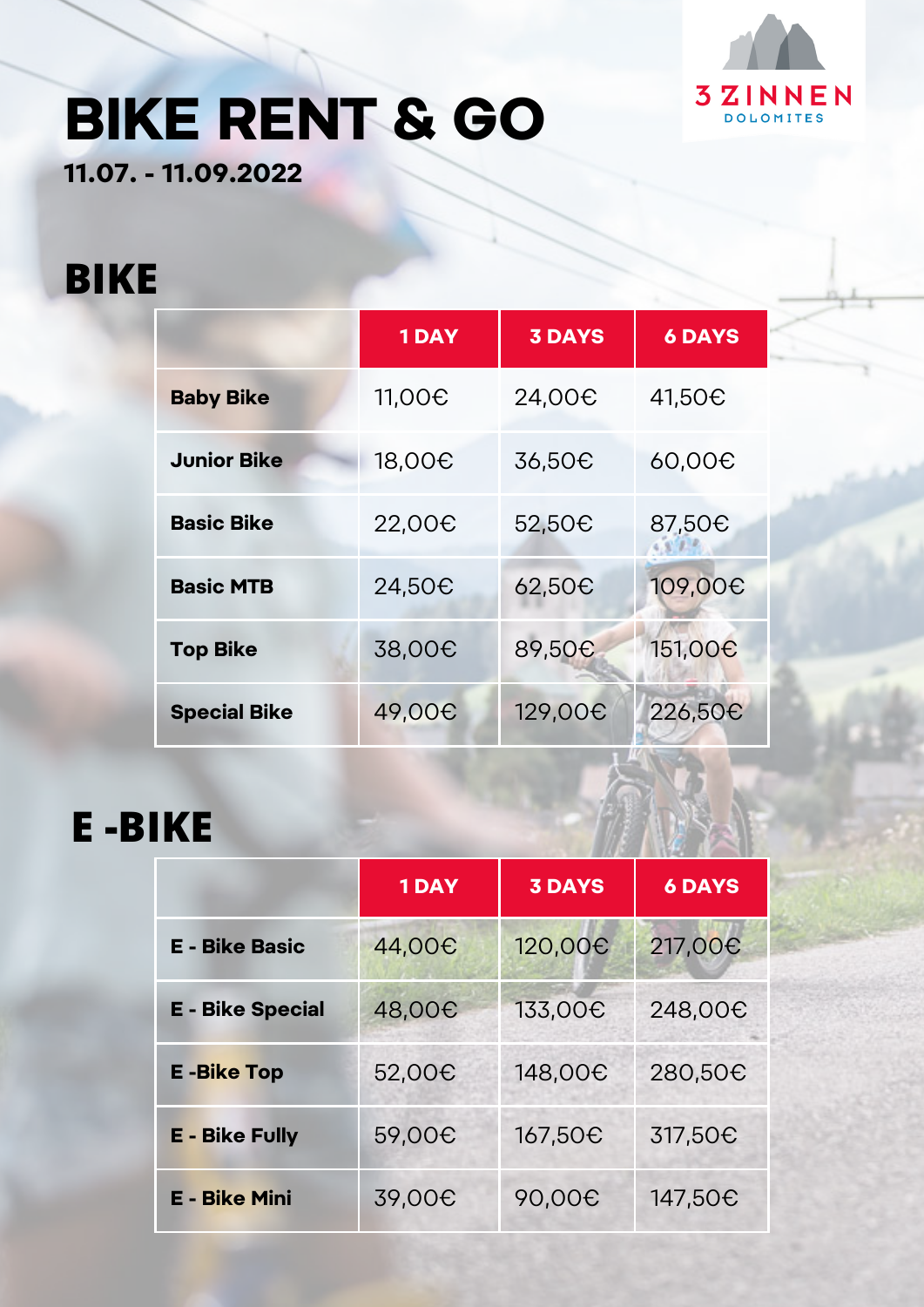# BIKE RENT & GO

**11.07. - 11.09.2022**

3 ZINNEN DOLOMITES

## BIKE

| | 1 DAY | 3 DAYS | 6 DAYS |
|---|---|---|---|
| **Baby Bike** | 11,00€ | 24,00€ | 41,50€ |
| **Junior Bike** | 18,00€ | 36,50€ | 60,00€ |
| **Basic Bike** | 22,00€ | 52,50€ | 87,50€ |
| **Basic MTB** | 24,50€ | 62,50€ | 109,00€ |
| **Top Bike** | 38,00€ | 89,50€ | 151,00€ |
| **Special Bike** | 49,00€ | 129,00€ | 226,50€ |

## E -BIKE

| | 1 DAY | 3 DAYS | 6 DAYS |
|---|---|---|---|
| **E - Bike Basic** | 44,00€ | 120,00€ | 217,00€ |
| **E - Bike Special** | 48,00€ | 133,00€ | 248,00€ |
| **E -Bike Top** | 52,00€ | 148,00€ | 280,50€ |
| **E - Bike Fully** | 59,00€ | 167,50€ | 317,50€ |
| **E - Bike Mini** | 39,00€ | 90,00€ | 147,50€ |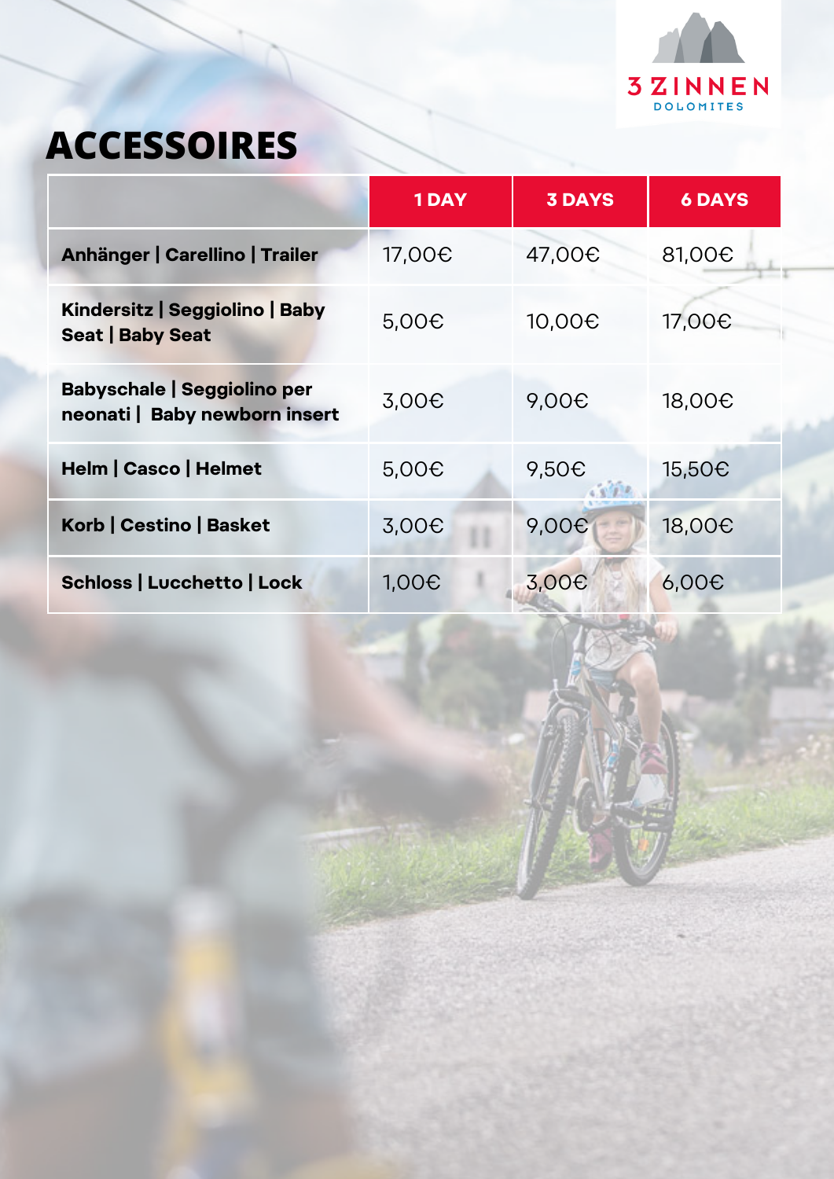# ACCESSOIRES

| | 1 DAY | 3 DAYS | 6 DAYS |
|---|---|---|---|
| **Anhänger \| Carellino \| Trailer** | 17,00€ | 47,00€ | 81,00€ |
| **Kindersitz \| Seggiolino \| Baby Seat \| Baby Seat** | 5,00€ | 10,00€ | 17,00€ |
| **Babyschale \| Seggiolino per neonati \| Baby newborn insert** | 3,00€ | 9,00€ | 18,00€ |
| **Helm \| Casco \| Helmet** | 5,00€ | 9,50€ | 15,50€ |
| **Korb \| Cestino \| Basket** | 3,00€ | 9,00€ | 18,00€ |
| **Schloss \| Lucchetto \| Lock** | 1,00€ | 3,00€ | 6,00€ |